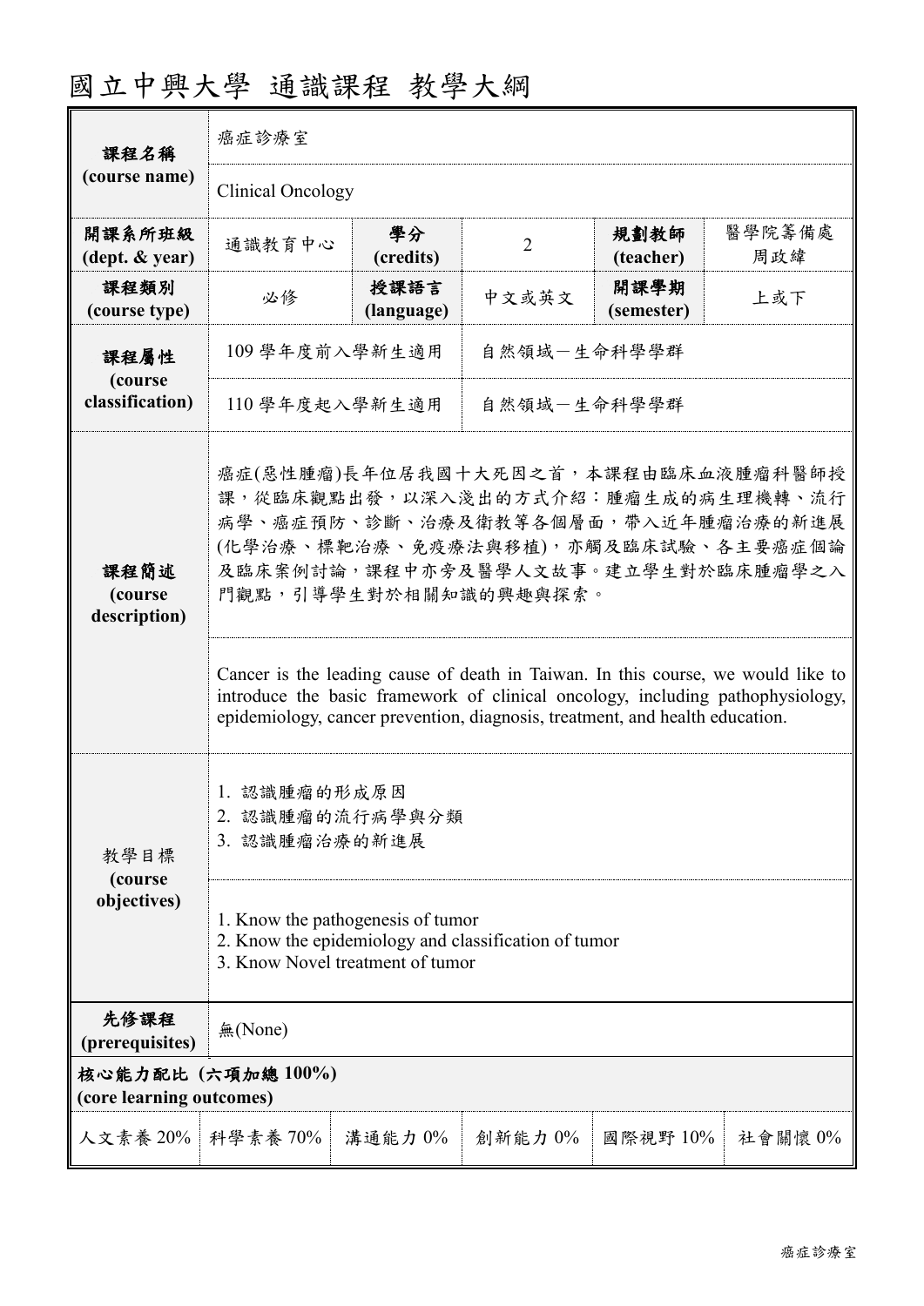# 國立中興大學 通識課程 教學大綱

| 課程名稱 (course name) | 癌症診療室 | | | | |
|---|---|---|---|---|---|
| | Clinical Oncology | | | | |
| 開課系所班級 (dept. & year) | 通識教育中心 | 學分 (credits) | 2 | 規劃教師 (teacher) | 醫學院籌備處 周政緯 |
| 課程類別 (course type) | 必修 | 授課語言 (language) | 中文或英文 | 開課學期 (semester) | 上或下 |
| 課程屬性 (course classification) | 109 學年度前入學新生適用 | 自然領域－生命科學學群 | | | |
| | 110 學年度起入學新生適用 | 自然領域－生命科學學群 | | | |
| 課程簡述 (course description) | 癌症(惡性腫瘤)長年位居我國十大死因之首，本課程由臨床血液腫瘤科醫師授課，從臨床觀點出發，以深入淺出的方式介紹：腫瘤生成的病生理機轉、流行病學、癌症預防、診斷、治療及衛教等各個層面，帶入近年腫瘤治療的新進展(化學治療、標靶治療、免疫療法與移植)，亦觸及臨床試驗、各主要癌症個論及臨床案例討論，課程中亦旁及醫學人文故事。建立學生對於臨床腫瘤學之入門觀點，引導學生對於相關知識的興趣與探索。 | | | | |
| | Cancer is the leading cause of death in Taiwan. In this course, we would like to introduce the basic framework of clinical oncology, including pathophysiology, epidemiology, cancer prevention, diagnosis, treatment, and health education. | | | | |
| 教學目標 (course objectives) | 1. 認識腫瘤的形成原因<br>2. 認識腫瘤的流行病學與分類<br>3. 認識腫瘤治療的新進展 | | | | |
| | 1. Know the pathogenesis of tumor<br>2. Know the epidemiology and classification of tumor<br>3. Know Novel treatment of tumor | | | | |
| 先修課程 (prerequisites) | 無(None) | | | | |

**核心能力配比 (六項加總 100%)**
**(core learning outcomes)**

| 人文素養 | 科學素養 | 溝通能力 | 創新能力 | 國際視野 | 社會關懷 |
|---|---|---|---|---|---|
| 20% | 70% | 0% | 0% | 10% | 0% |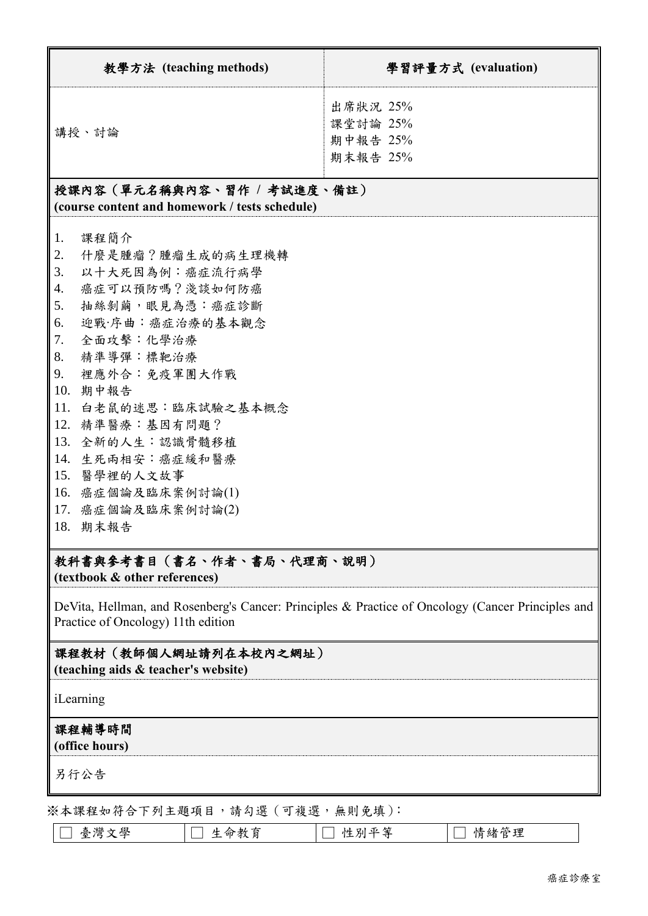| 教學方法 (teaching methods) | 學習評量方式 (evaluation) |
|---|---|
| 講授、討論 | 出席狀況 25%<br>課堂討論 25%<br>期中報告 25%<br>期末報告 25% |

## 授課內容（單元名稱與內容、習作 / 考試進度、備註）(course content and homework / tests schedule)

1. 課程簡介
2. 什麼是腫瘤？腫瘤生成的病生理機轉
3. 以十大死因為例：癌症流行病學
4. 癌症可以預防嗎？淺談如何防癌
5. 抽絲剝繭，眼見為憑：癌症診斷
6. 迎戰·序曲：癌症治療的基本觀念
7. 全面攻擊：化學治療
8. 精準導彈：標靶治療
9. 裡應外合：免疫軍團大作戰
10. 期中報告
11. 白老鼠的迷思：臨床試驗之基本概念
12. 精準醫療：基因有問題？
13. 全新的人生：認識骨髓移植
14. 生死兩相安：癌症緩和醫療
15. 醫學裡的人文故事
16. 癌症個論及臨床案例討論(1)
17. 癌症個論及臨床案例討論(2)
18. 期末報告

## 教科書與參考書目（書名、作者、書局、代理商、說明）(textbook & other references)

DeVita, Hellman, and Rosenberg's Cancer: Principles & Practice of Oncology (Cancer Principles and Practice of Oncology) 11th edition

## 課程教材（教師個人網址請列在本校內之網址）(teaching aids & teacher's website)

iLearning

## 課程輔導時間 (office hours)

另行公告

※本課程如符合下列主題項目，請勾選（可複選，無則免填）：

| ☐ 臺灣文學 | ☐ 生命教育 | ☐ 性別平等 | ☐ 情緒管理 |
|---|---|---|---|

癌症診療室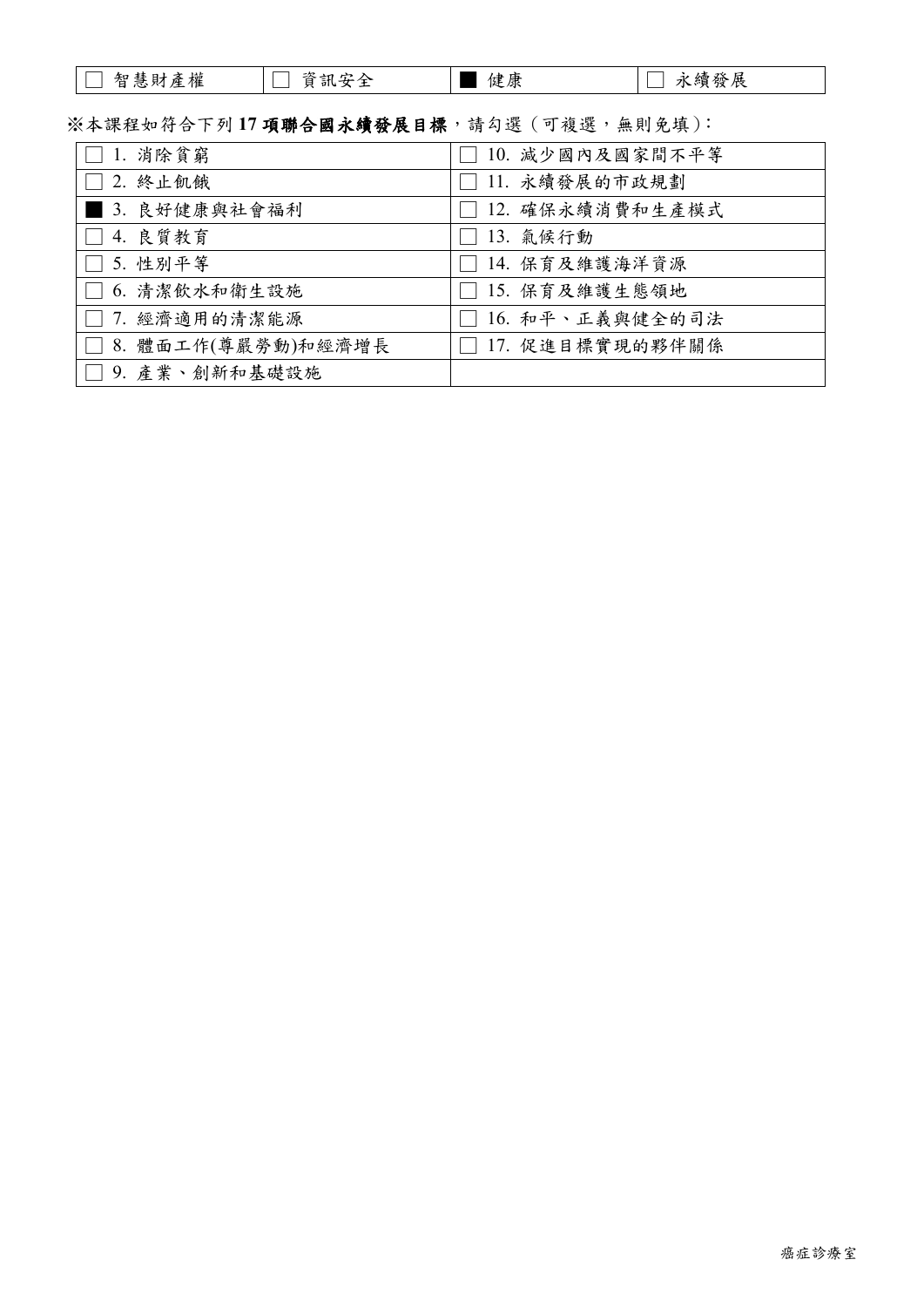| | | | |
|---|---|---|---|
| □ 智慧財產權 | □ 資訊安全 | ■ 健康 | □ 永續發展 |

※本課程如符合下列**17 項聯合國永續發展目標**，請勾選（可複選，無則免填）:

| | |
|---|---|
| □ 1. 消除貧窮 | □ 10. 減少國內及國家間不平等 |
| □ 2. 終止飢餓 | □ 11. 永續發展的市政規劃 |
| ■ 3. 良好健康與社會福利 | □ 12. 確保永續消費和生產模式 |
| □ 4. 良質教育 | □ 13. 氣候行動 |
| □ 5. 性別平等 | □ 14. 保育及維護海洋資源 |
| □ 6. 清潔飲水和衛生設施 | □ 15. 保育及維護生態領地 |
| □ 7. 經濟適用的清潔能源 | □ 16. 和平、正義與健全的司法 |
| □ 8. 體面工作(尊嚴勞動)和經濟增長 | □ 17. 促進目標實現的夥伴關係 |
| □ 9. 產業、創新和基礎設施 | |

癌症診療室